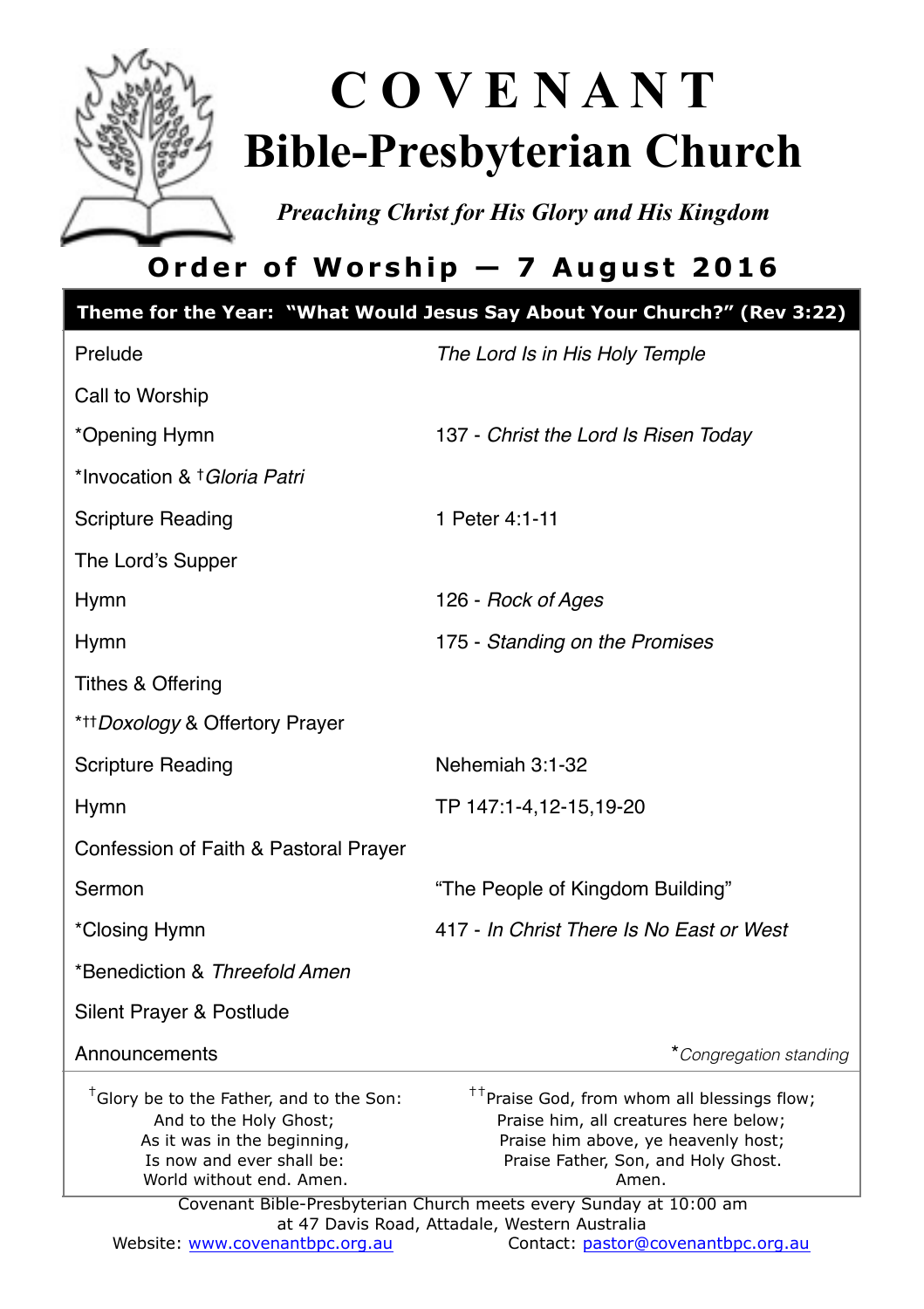# COVENANT
# Bible-Presbyterian Church

*Preaching Christ for His Glory and His Kingdom*

## Order of Worship — 7 August 2016

**Theme for the Year: "What Would Jesus Say About Your Church?" (Rev 3:22)**

| | |
|---|---|
| Prelude | *The Lord Is in His Holy Temple* |
| Call to Worship | |
| *Opening Hymn | 137 - *Christ the Lord Is Risen Today* |
| *Invocation & †*Gloria Patri* | |
| Scripture Reading | 1 Peter 4:1-11 |
| The Lord's Supper | |
| Hymn | 126 - *Rock of Ages* |
| Hymn | 175 - *Standing on the Promises* |
| Tithes & Offering | |
| *††*Doxology* & Offertory Prayer | |
| Scripture Reading | Nehemiah 3:1-32 |
| Hymn | TP 147:1-4,12-15,19-20 |
| Confession of Faith & Pastoral Prayer | |
| Sermon | "The People of Kingdom Building" |
| *Closing Hymn | 417 - *In Christ There Is No East or West* |
| *Benediction & *Threefold Amen* | |
| Silent Prayer & Postlude | |
| Announcements | **Congregation standing* |

†Glory be to the Father, and to the Son:
And to the Holy Ghost;
As it was in the beginning,
Is now and ever shall be:
World without end. Amen.

††Praise God, from whom all blessings flow;
Praise him, all creatures here below;
Praise him above, ye heavenly host;
Praise Father, Son, and Holy Ghost.
Amen.

Covenant Bible-Presbyterian Church meets every Sunday at 10:00 am at 47 Davis Road, Attadale, Western Australia

Website: www.covenantbpc.org.au Contact: pastor@covenantbpc.org.au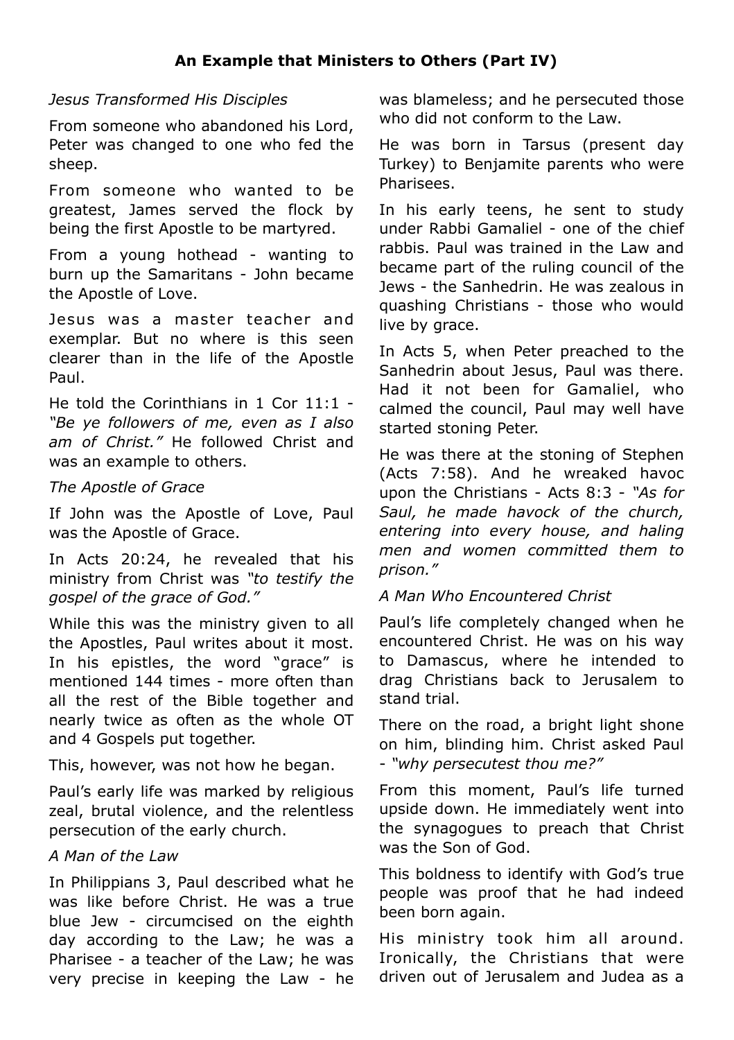**An Example that Ministers to Others (Part IV)**

*Jesus Transformed His Disciples*

From someone who abandoned his Lord, Peter was changed to one who fed the sheep.

From someone who wanted to be greatest, James served the flock by being the first Apostle to be martyred.

From a young hothead - wanting to burn up the Samaritans - John became the Apostle of Love.

Jesus was a master teacher and exemplar. But no where is this seen clearer than in the life of the Apostle Paul.

He told the Corinthians in 1 Cor 11:1 - *"Be ye followers of me, even as I also am of Christ."* He followed Christ and was an example to others.

*The Apostle of Grace*

If John was the Apostle of Love, Paul was the Apostle of Grace.

In Acts 20:24, he revealed that his ministry from Christ was *"to testify the gospel of the grace of God."*

While this was the ministry given to all the Apostles, Paul writes about it most. In his epistles, the word "grace" is mentioned 144 times - more often than all the rest of the Bible together and nearly twice as often as the whole OT and 4 Gospels put together.

This, however, was not how he began.

Paul's early life was marked by religious zeal, brutal violence, and the relentless persecution of the early church.

*A Man of the Law*

In Philippians 3, Paul described what he was like before Christ. He was a true blue Jew - circumcised on the eighth day according to the Law; he was a Pharisee - a teacher of the Law; he was very precise in keeping the Law - he was blameless; and he persecuted those who did not conform to the Law.

He was born in Tarsus (present day Turkey) to Benjamite parents who were Pharisees.

In his early teens, he sent to study under Rabbi Gamaliel - one of the chief rabbis. Paul was trained in the Law and became part of the ruling council of the Jews - the Sanhedrin. He was zealous in quashing Christians - those who would live by grace.

In Acts 5, when Peter preached to the Sanhedrin about Jesus, Paul was there. Had it not been for Gamaliel, who calmed the council, Paul may well have started stoning Peter.

He was there at the stoning of Stephen (Acts 7:58). And he wreaked havoc upon the Christians - Acts 8:3 - *"As for Saul, he made havock of the church, entering into every house, and haling men and women committed them to prison."*

*A Man Who Encountered Christ*

Paul's life completely changed when he encountered Christ. He was on his way to Damascus, where he intended to drag Christians back to Jerusalem to stand trial.

There on the road, a bright light shone on him, blinding him. Christ asked Paul - *"why persecutest thou me?"*

From this moment, Paul's life turned upside down. He immediately went into the synagogues to preach that Christ was the Son of God.

This boldness to identify with God's true people was proof that he had indeed been born again.

His ministry took him all around. Ironically, the Christians that were driven out of Jerusalem and Judea as a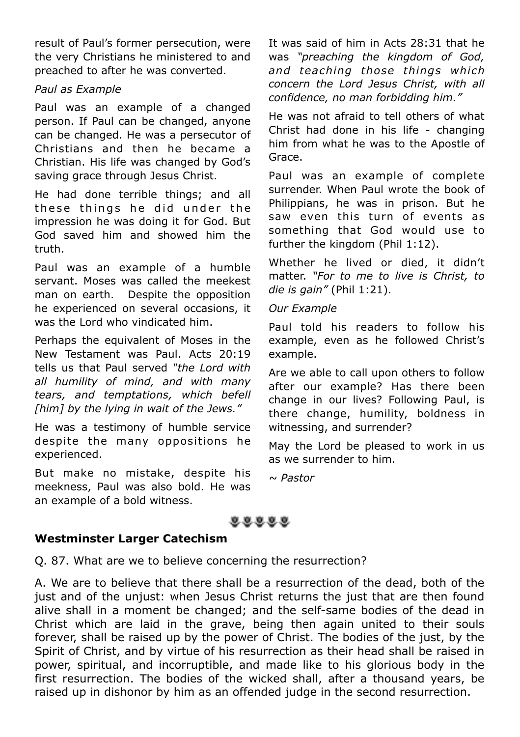result of Paul's former persecution, were the very Christians he ministered to and preached to after he was converted.

*Paul as Example*

Paul was an example of a changed person. If Paul can be changed, anyone can be changed. He was a persecutor of Christians and then he became a Christian. His life was changed by God's saving grace through Jesus Christ.

He had done terrible things; and all these things he did under the impression he was doing it for God. But God saved him and showed him the truth.

Paul was an example of a humble servant. Moses was called the meekest man on earth. Despite the opposition he experienced on several occasions, it was the Lord who vindicated him.

Perhaps the equivalent of Moses in the New Testament was Paul. Acts 20:19 tells us that Paul served *"the Lord with all humility of mind, and with many tears, and temptations, which befell [him] by the lying in wait of the Jews."*

He was a testimony of humble service despite the many oppositions he experienced.

But make no mistake, despite his meekness, Paul was also bold. He was an example of a bold witness.

It was said of him in Acts 28:31 that he was *"preaching the kingdom of God, and teaching those things which concern the Lord Jesus Christ, with all confidence, no man forbidding him."*

He was not afraid to tell others of what Christ had done in his life - changing him from what he was to the Apostle of Grace.

Paul was an example of complete surrender. When Paul wrote the book of Philippians, he was in prison. But he saw even this turn of events as something that God would use to further the kingdom (Phil 1:12).

Whether he lived or died, it didn't matter. *"For to me to live is Christ, to die is gain"* (Phil 1:21).

*Our Example*

Paul told his readers to follow his example, even as he followed Christ's example.

Are we able to call upon others to follow after our example? Has there been change in our lives? Following Paul, is there change, humility, boldness in witnessing, and surrender?

May the Lord be pleased to work in us as we surrender to him.

*~ Pastor*

## Westminster Larger Catechism

Q. 87. What are we to believe concerning the resurrection?

A. We are to believe that there shall be a resurrection of the dead, both of the just and of the unjust: when Jesus Christ returns the just that are then found alive shall in a moment be changed; and the self-same bodies of the dead in Christ which are laid in the grave, being then again united to their souls forever, shall be raised up by the power of Christ. The bodies of the just, by the Spirit of Christ, and by virtue of his resurrection as their head shall be raised in power, spiritual, and incorruptible, and made like to his glorious body in the first resurrection. The bodies of the wicked shall, after a thousand years, be raised up in dishonor by him as an offended judge in the second resurrection.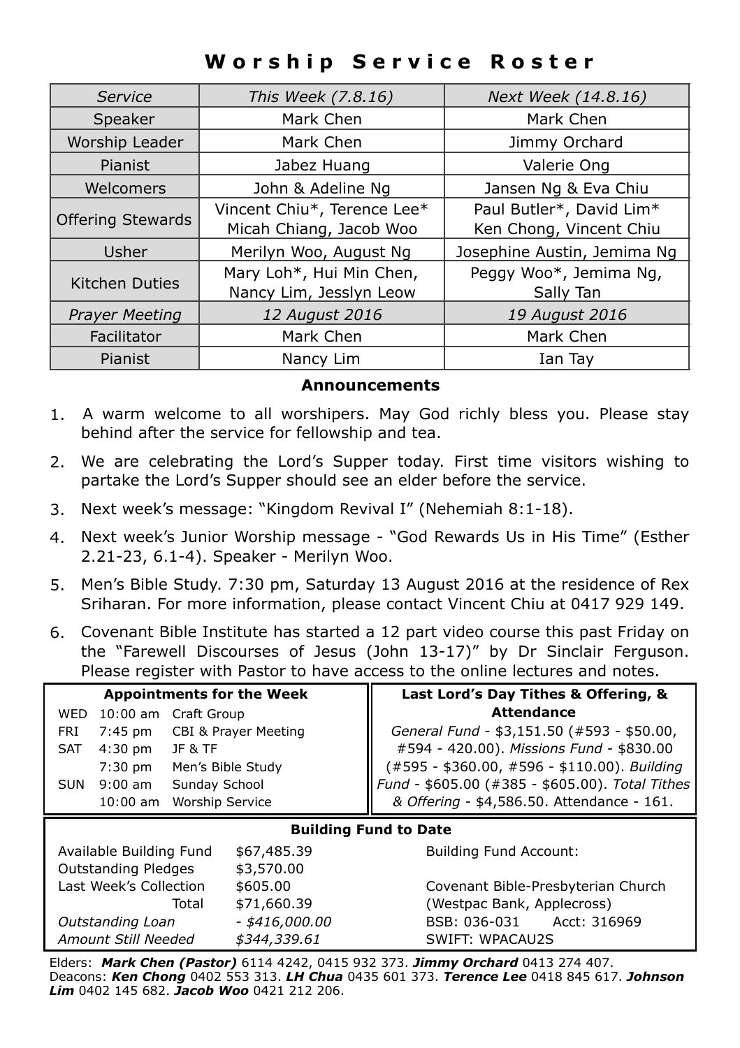# Worship Service Roster

| *Service* | *This Week (7.8.16)* | *Next Week (14.8.16)* |
|---|---|---|
| Speaker | Mark Chen | Mark Chen |
| Worship Leader | Mark Chen | Jimmy Orchard |
| Pianist | Jabez Huang | Valerie Ong |
| Welcomers | John & Adeline Ng | Jansen Ng & Eva Chiu |
| Offering Stewards | Vincent Chiu*, Terence Lee* Micah Chiang, Jacob Woo | Paul Butler*, David Lim* Ken Chong, Vincent Chiu |
| Usher | Merilyn Woo, August Ng | Josephine Austin, Jemima Ng |
| Kitchen Duties | Mary Loh*, Hui Min Chen, Nancy Lim, Jesslyn Leow | Peggy Woo*, Jemima Ng, Sally Tan |
| *Prayer Meeting* | *12 August 2016* | *19 August 2016* |
| Facilitator | Mark Chen | Mark Chen |
| Pianist | Nancy Lim | Ian Tay |

## Announcements

1. A warm welcome to all worshipers. May God richly bless you. Please stay behind after the service for fellowship and tea.
2. We are celebrating the Lord's Supper today. First time visitors wishing to partake the Lord's Supper should see an elder before the service.
3. Next week's message: "Kingdom Revival I" (Nehemiah 8:1-18).
4. Next week's Junior Worship message - "God Rewards Us in His Time" (Esther 2.21-23, 6.1-4). Speaker - Merilyn Woo.
5. Men's Bible Study. 7:30 pm, Saturday 13 August 2016 at the residence of Rex Sriharan. For more information, please contact Vincent Chiu at 0417 929 149.
6. Covenant Bible Institute has started a 12 part video course this past Friday on the "Farewell Discourses of Jesus (John 13-17)" by Dr Sinclair Ferguson. Please register with Pastor to have access to the online lectures and notes.

**Appointments for the Week**

| | | |
|---|---|---|
| WED | 10:00 am | Craft Group |
| FRI | 7:45 pm | CBI & Prayer Meeting |
| SAT | 4:30 pm | JF & TF |
| | 7:30 pm | Men's Bible Study |
| SUN | 9:00 am | Sunday School |
| | 10:00 am | Worship Service |

**Last Lord's Day Tithes & Offering, & Attendance**

*General Fund* - $3,151.50 (#593 - $50.00, #594 - 420.00). *Missions Fund* - $830.00 (#595 - $360.00, #596 - $110.00). *Building Fund* - $605.00 (#385 - $605.00). *Total Tithes & Offering* - $4,586.50. Attendance - 161.

**Building Fund to Date**

| | |
|---|---|
| Available Building Fund | $67,485.39 |
| Outstanding Pledges | $3,570.00 |
| Last Week's Collection | $605.00 |
| Total | $71,660.39 |
| *Outstanding Loan* | *- $416,000.00* |
| *Amount Still Needed* | *$344,339.61* |

Building Fund Account:

Covenant Bible-Presbyterian Church
(Westpac Bank, Applecross)
BSB: 036-031 Acct: 316969
SWIFT: WPACAU2S

Elders: ***Mark Chen (Pastor)*** 6114 4242, 0415 932 373. ***Jimmy Orchard*** 0413 274 407.
Deacons: ***Ken Chong*** 0402 553 313. ***LH Chua*** 0435 601 373. ***Terence Lee*** 0418 845 617. ***Johnson Lim*** 0402 145 682. ***Jacob Woo*** 0421 212 206.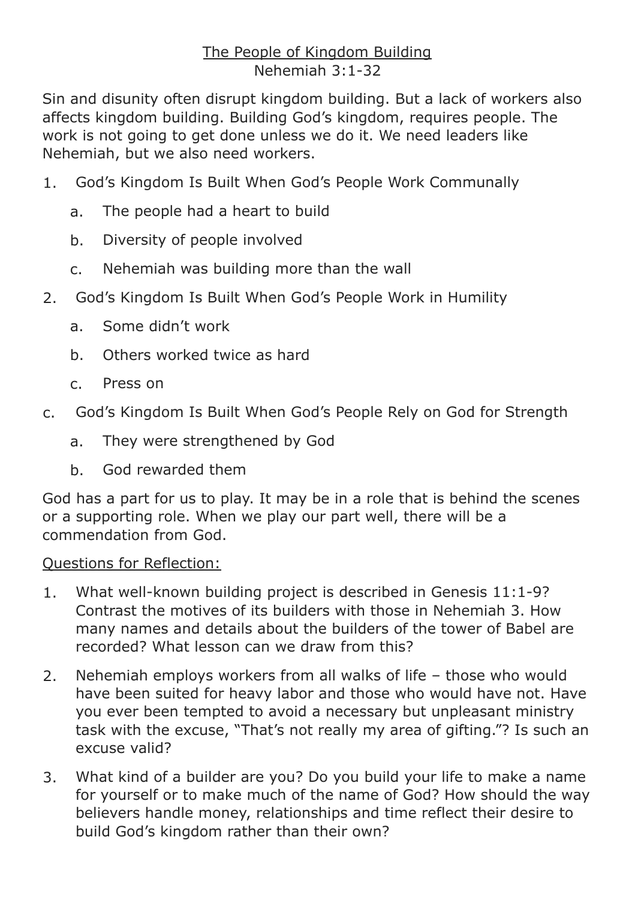## The People of Kingdom Building
Nehemiah 3:1-32

Sin and disunity often disrupt kingdom building. But a lack of workers also affects kingdom building. Building God's kingdom, requires people. The work is not going to get done unless we do it. We need leaders like Nehemiah, but we also need workers.

1. God's Kingdom Is Built When God's People Work Communally
    a. The people had a heart to build
    b. Diversity of people involved
    c. Nehemiah was building more than the wall
2. God's Kingdom Is Built When God's People Work in Humility
    a. Some didn't work
    b. Others worked twice as hard
    c. Press on

c. God's Kingdom Is Built When God's People Rely on God for Strength
    a. They were strengthened by God
    b. God rewarded them

God has a part for us to play. It may be in a role that is behind the scenes or a supporting role. When we play our part well, there will be a commendation from God.

Questions for Reflection:

1. What well-known building project is described in Genesis 11:1-9? Contrast the motives of its builders with those in Nehemiah 3. How many names and details about the builders of the tower of Babel are recorded? What lesson can we draw from this?
2. Nehemiah employs workers from all walks of life – those who would have been suited for heavy labor and those who would have not. Have you ever been tempted to avoid a necessary but unpleasant ministry task with the excuse, "That's not really my area of gifting."? Is such an excuse valid?
3. What kind of a builder are you? Do you build your life to make a name for yourself or to make much of the name of God? How should the way believers handle money, relationships and time reflect their desire to build God's kingdom rather than their own?